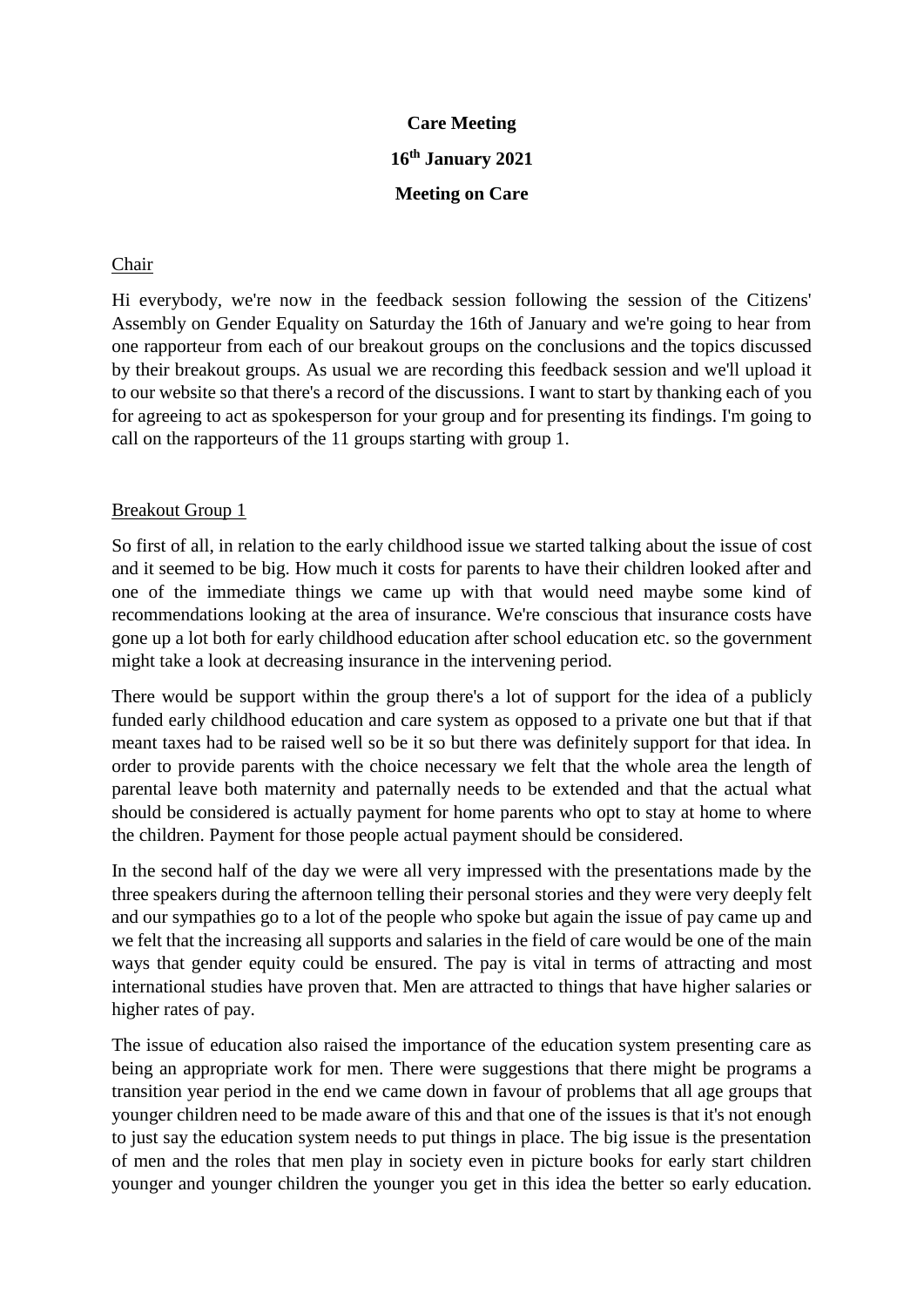**Care Meeting**

**16th January 2021**

**Meeting on Care**

Chair

Hi everybody, we're now in the feedback session following the session of the Citizens' Assembly on Gender Equality on Saturday the 16th of January and we're going to hear from one rapporteur from each of our breakout groups on the conclusions and the topics discussed by their breakout groups. As usual we are recording this feedback session and we'll upload it to our website so that there's a record of the discussions. I want to start by thanking each of you for agreeing to act as spokesperson for your group and for presenting its findings. I'm going to call on the rapporteurs of the 11 groups starting with group 1.

Breakout Group 1

So first of all, in relation to the early childhood issue we started talking about the issue of cost and it seemed to be big. How much it costs for parents to have their children looked after and one of the immediate things we came up with that would need maybe some kind of recommendations looking at the area of insurance. We're conscious that insurance costs have gone up a lot both for early childhood education after school education etc. so the government might take a look at decreasing insurance in the intervening period.

There would be support within the group there's a lot of support for the idea of a publicly funded early childhood education and care system as opposed to a private one but that if that meant taxes had to be raised well so be it so but there was definitely support for that idea. In order to provide parents with the choice necessary we felt that the whole area the length of parental leave both maternity and paternally needs to be extended and that the actual what should be considered is actually payment for home parents who opt to stay at home to where the children. Payment for those people actual payment should be considered.

In the second half of the day we were all very impressed with the presentations made by the three speakers during the afternoon telling their personal stories and they were very deeply felt and our sympathies go to a lot of the people who spoke but again the issue of pay came up and we felt that the increasing all supports and salaries in the field of care would be one of the main ways that gender equity could be ensured. The pay is vital in terms of attracting and most international studies have proven that. Men are attracted to things that have higher salaries or higher rates of pay.

The issue of education also raised the importance of the education system presenting care as being an appropriate work for men. There were suggestions that there might be programs a transition year period in the end we came down in favour of problems that all age groups that younger children need to be made aware of this and that one of the issues is that it's not enough to just say the education system needs to put things in place. The big issue is the presentation of men and the roles that men play in society even in picture books for early start children younger and younger children the younger you get in this idea the better so early education.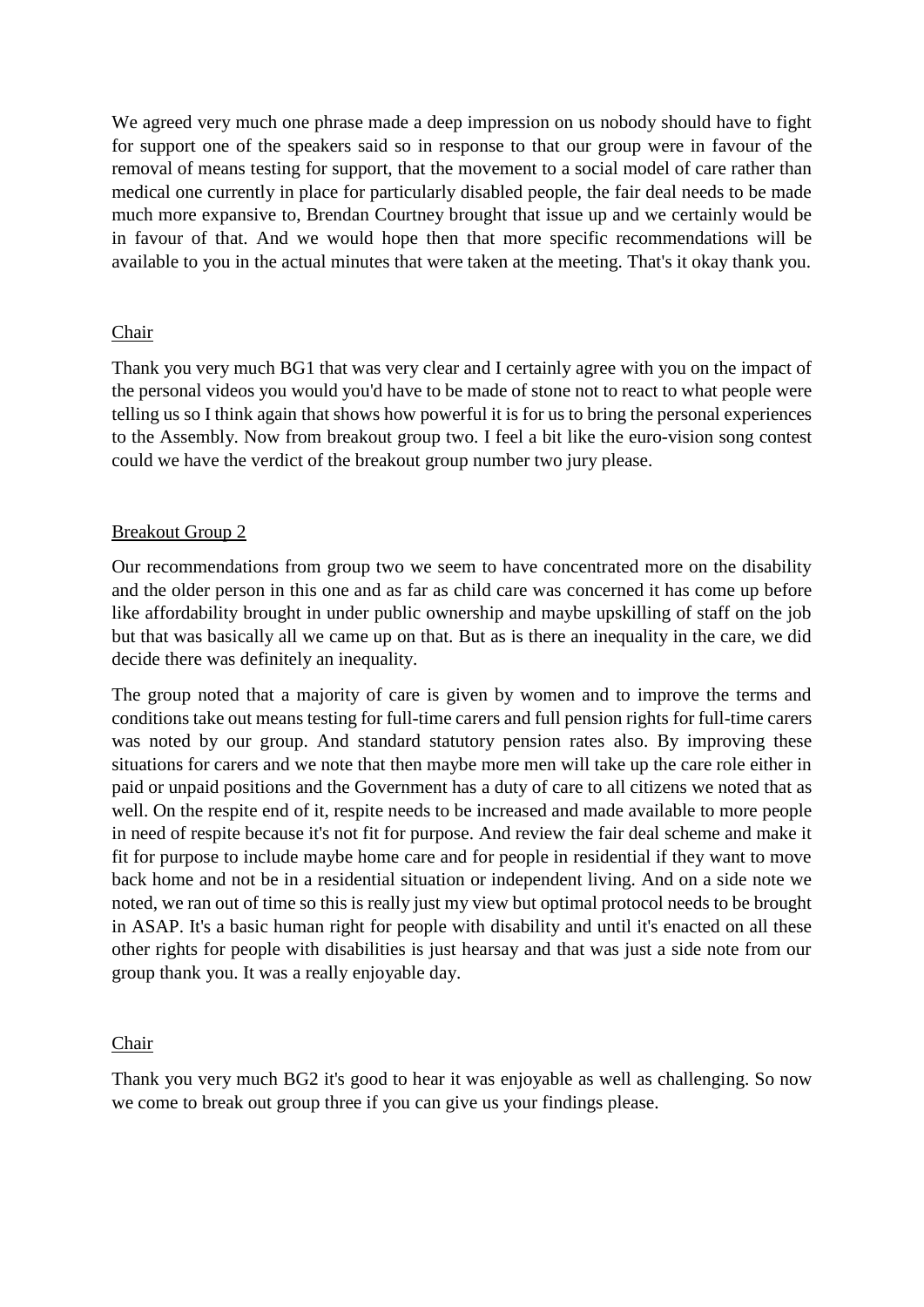We agreed very much one phrase made a deep impression on us nobody should have to fight for support one of the speakers said so in response to that our group were in favour of the removal of means testing for support, that the movement to a social model of care rather than medical one currently in place for particularly disabled people, the fair deal needs to be made much more expansive to, Brendan Courtney brought that issue up and we certainly would be in favour of that. And we would hope then that more specific recommendations will be available to you in the actual minutes that were taken at the meeting. That's it okay thank you.

<u>Chair</u>

Thank you very much BG1 that was very clear and I certainly agree with you on the impact of the personal videos you would you'd have to be made of stone not to react to what people were telling us so I think again that shows how powerful it is for us to bring the personal experiences to the Assembly. Now from breakout group two. I feel a bit like the euro-vision song contest could we have the verdict of the breakout group number two jury please.

<u>Breakout Group 2</u>

Our recommendations from group two we seem to have concentrated more on the disability and the older person in this one and as far as child care was concerned it has come up before like affordability brought in under public ownership and maybe upskilling of staff on the job but that was basically all we came up on that. But as is there an inequality in the care, we did decide there was definitely an inequality.

The group noted that a majority of care is given by women and to improve the terms and conditions take out means testing for full-time carers and full pension rights for full-time carers was noted by our group. And standard statutory pension rates also. By improving these situations for carers and we note that then maybe more men will take up the care role either in paid or unpaid positions and the Government has a duty of care to all citizens we noted that as well. On the respite end of it, respite needs to be increased and made available to more people in need of respite because it's not fit for purpose. And review the fair deal scheme and make it fit for purpose to include maybe home care and for people in residential if they want to move back home and not be in a residential situation or independent living. And on a side note we noted, we ran out of time so this is really just my view but optimal protocol needs to be brought in ASAP. It's a basic human right for people with disability and until it's enacted on all these other rights for people with disabilities is just hearsay and that was just a side note from our group thank you. It was a really enjoyable day.

<u>Chair</u>

Thank you very much BG2 it's good to hear it was enjoyable as well as challenging. So now we come to break out group three if you can give us your findings please.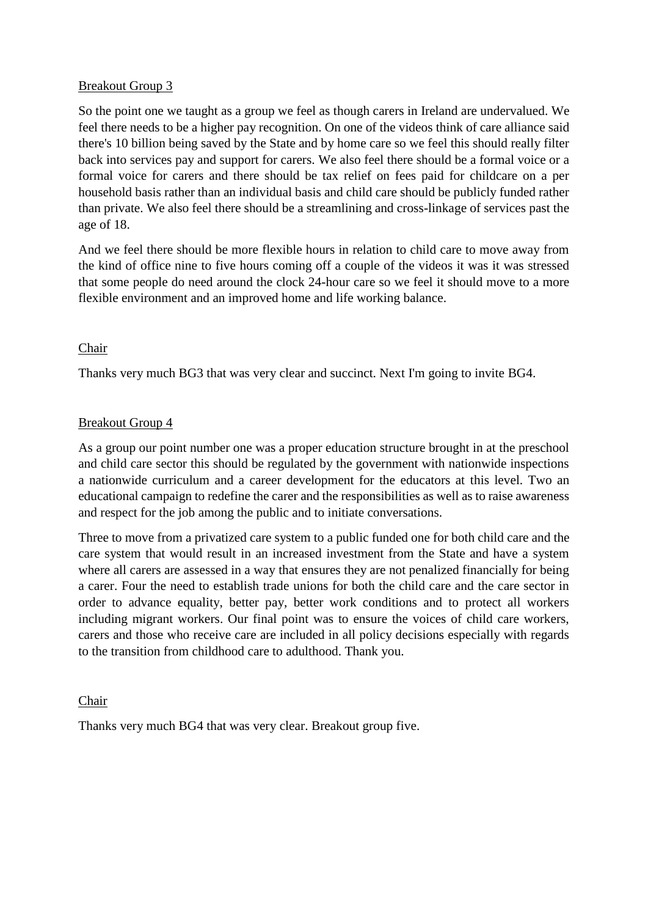Breakout Group 3

So the point one we taught as a group we feel as though carers in Ireland are undervalued. We feel there needs to be a higher pay recognition. On one of the videos think of care alliance said there's 10 billion being saved by the State and by home care so we feel this should really filter back into services pay and support for carers. We also feel there should be a formal voice or a formal voice for carers and there should be tax relief on fees paid for childcare on a per household basis rather than an individual basis and child care should be publicly funded rather than private. We also feel there should be a streamlining and cross-linkage of services past the age of 18.

And we feel there should be more flexible hours in relation to child care to move away from the kind of office nine to five hours coming off a couple of the videos it was it was stressed that some people do need around the clock 24-hour care so we feel it should move to a more flexible environment and an improved home and life working balance.

Chair

Thanks very much BG3 that was very clear and succinct. Next I'm going to invite BG4.

Breakout Group 4

As a group our point number one was a proper education structure brought in at the preschool and child care sector this should be regulated by the government with nationwide inspections a nationwide curriculum and a career development for the educators at this level. Two an educational campaign to redefine the carer and the responsibilities as well as to raise awareness and respect for the job among the public and to initiate conversations.

Three to move from a privatized care system to a public funded one for both child care and the care system that would result in an increased investment from the State and have a system where all carers are assessed in a way that ensures they are not penalized financially for being a carer. Four the need to establish trade unions for both the child care and the care sector in order to advance equality, better pay, better work conditions and to protect all workers including migrant workers. Our final point was to ensure the voices of child care workers, carers and those who receive care are included in all policy decisions especially with regards to the transition from childhood care to adulthood. Thank you.

Chair

Thanks very much BG4 that was very clear. Breakout group five.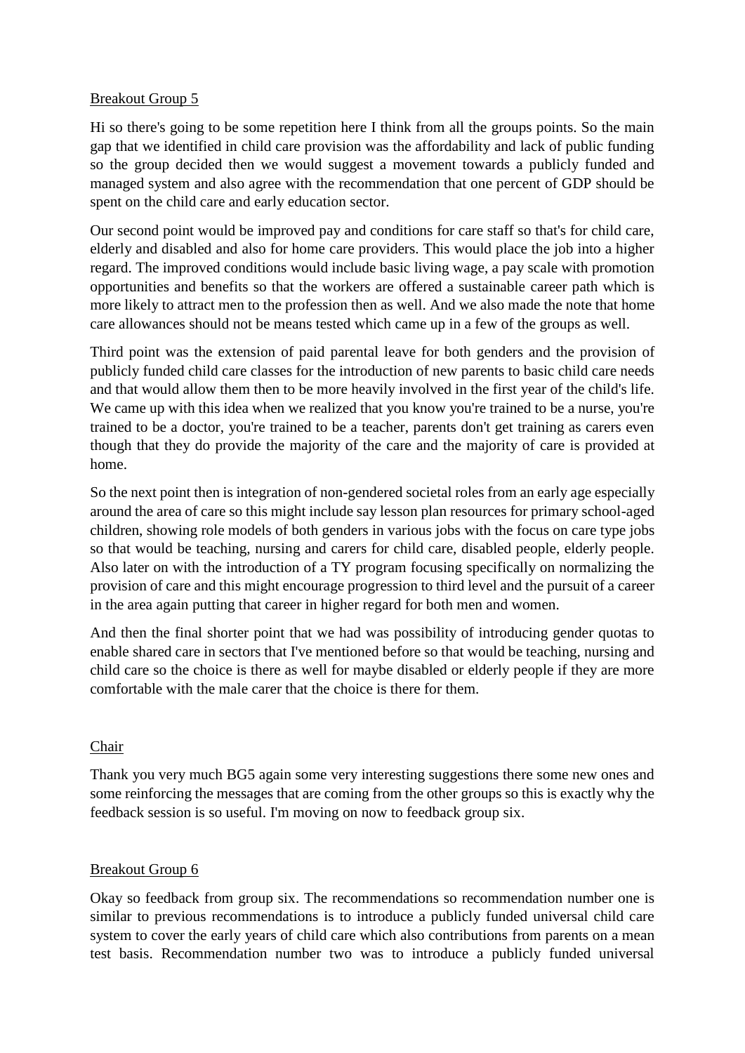Breakout Group 5

Hi so there's going to be some repetition here I think from all the groups points. So the main gap that we identified in child care provision was the affordability and lack of public funding so the group decided then we would suggest a movement towards a publicly funded and managed system and also agree with the recommendation that one percent of GDP should be spent on the child care and early education sector.

Our second point would be improved pay and conditions for care staff so that's for child care, elderly and disabled and also for home care providers. This would place the job into a higher regard. The improved conditions would include basic living wage, a pay scale with promotion opportunities and benefits so that the workers are offered a sustainable career path which is more likely to attract men to the profession then as well. And we also made the note that home care allowances should not be means tested which came up in a few of the groups as well.

Third point was the extension of paid parental leave for both genders and the provision of publicly funded child care classes for the introduction of new parents to basic child care needs and that would allow them then to be more heavily involved in the first year of the child's life. We came up with this idea when we realized that you know you're trained to be a nurse, you're trained to be a doctor, you're trained to be a teacher, parents don't get training as carers even though that they do provide the majority of the care and the majority of care is provided at home.

So the next point then is integration of non-gendered societal roles from an early age especially around the area of care so this might include say lesson plan resources for primary school-aged children, showing role models of both genders in various jobs with the focus on care type jobs so that would be teaching, nursing and carers for child care, disabled people, elderly people. Also later on with the introduction of a TY program focusing specifically on normalizing the provision of care and this might encourage progression to third level and the pursuit of a career in the area again putting that career in higher regard for both men and women.

And then the final shorter point that we had was possibility of introducing gender quotas to enable shared care in sectors that I've mentioned before so that would be teaching, nursing and child care so the choice is there as well for maybe disabled or elderly people if they are more comfortable with the male carer that the choice is there for them.

Chair

Thank you very much BG5 again some very interesting suggestions there some new ones and some reinforcing the messages that are coming from the other groups so this is exactly why the feedback session is so useful. I'm moving on now to feedback group six.

Breakout Group 6

Okay so feedback from group six. The recommendations so recommendation number one is similar to previous recommendations is to introduce a publicly funded universal child care system to cover the early years of child care which also contributions from parents on a mean test basis. Recommendation number two was to introduce a publicly funded universal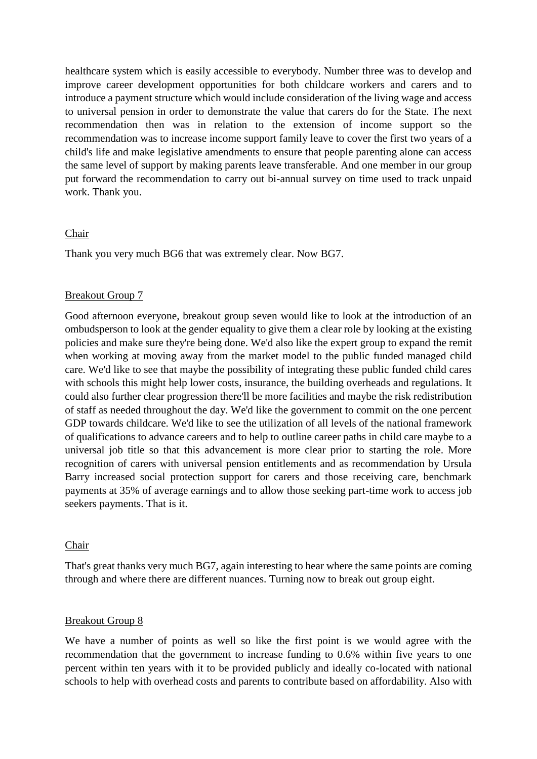healthcare system which is easily accessible to everybody. Number three was to develop and improve career development opportunities for both childcare workers and carers and to introduce a payment structure which would include consideration of the living wage and access to universal pension in order to demonstrate the value that carers do for the State. The next recommendation then was in relation to the extension of income support so the recommendation was to increase income support family leave to cover the first two years of a child's life and make legislative amendments to ensure that people parenting alone can access the same level of support by making parents leave transferable. And one member in our group put forward the recommendation to carry out bi-annual survey on time used to track unpaid work. Thank you.

Chair

Thank you very much BG6 that was extremely clear. Now BG7.

Breakout Group 7

Good afternoon everyone, breakout group seven would like to look at the introduction of an ombudsperson to look at the gender equality to give them a clear role by looking at the existing policies and make sure they're being done. We'd also like the expert group to expand the remit when working at moving away from the market model to the public funded managed child care. We'd like to see that maybe the possibility of integrating these public funded child cares with schools this might help lower costs, insurance, the building overheads and regulations. It could also further clear progression there'll be more facilities and maybe the risk redistribution of staff as needed throughout the day. We'd like the government to commit on the one percent GDP towards childcare. We'd like to see the utilization of all levels of the national framework of qualifications to advance careers and to help to outline career paths in child care maybe to a universal job title so that this advancement is more clear prior to starting the role. More recognition of carers with universal pension entitlements and as recommendation by Ursula Barry increased social protection support for carers and those receiving care, benchmark payments at 35% of average earnings and to allow those seeking part-time work to access job seekers payments. That is it.

Chair

That's great thanks very much BG7, again interesting to hear where the same points are coming through and where there are different nuances. Turning now to break out group eight.

Breakout Group 8

We have a number of points as well so like the first point is we would agree with the recommendation that the government to increase funding to 0.6% within five years to one percent within ten years with it to be provided publicly and ideally co-located with national schools to help with overhead costs and parents to contribute based on affordability. Also with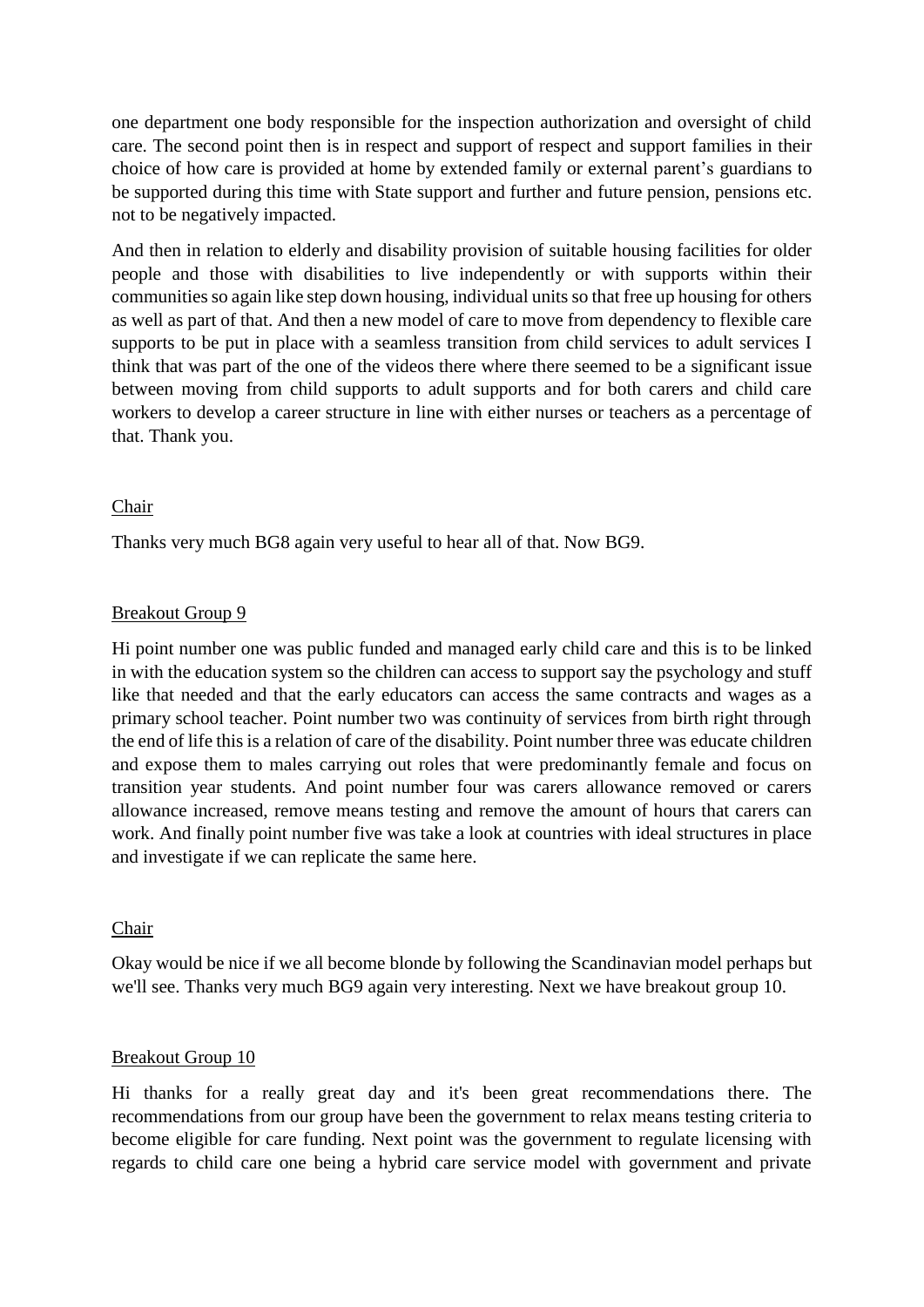one department one body responsible for the inspection authorization and oversight of child care. The second point then is in respect and support of respect and support families in their choice of how care is provided at home by extended family or external parent's guardians to be supported during this time with State support and further and future pension, pensions etc. not to be negatively impacted.

And then in relation to elderly and disability provision of suitable housing facilities for older people and those with disabilities to live independently or with supports within their communities so again like step down housing, individual units so that free up housing for others as well as part of that. And then a new model of care to move from dependency to flexible care supports to be put in place with a seamless transition from child services to adult services I think that was part of the one of the videos there where there seemed to be a significant issue between moving from child supports to adult supports and for both carers and child care workers to develop a career structure in line with either nurses or teachers as a percentage of that. Thank you.

<u>Chair</u>

Thanks very much BG8 again very useful to hear all of that. Now BG9.

<u>Breakout Group 9</u>

Hi point number one was public funded and managed early child care and this is to be linked in with the education system so the children can access to support say the psychology and stuff like that needed and that the early educators can access the same contracts and wages as a primary school teacher. Point number two was continuity of services from birth right through the end of life this is a relation of care of the disability. Point number three was educate children and expose them to males carrying out roles that were predominantly female and focus on transition year students. And point number four was carers allowance removed or carers allowance increased, remove means testing and remove the amount of hours that carers can work. And finally point number five was take a look at countries with ideal structures in place and investigate if we can replicate the same here.

<u>Chair</u>

Okay would be nice if we all become blonde by following the Scandinavian model perhaps but we'll see. Thanks very much BG9 again very interesting. Next we have breakout group 10.

<u>Breakout Group 10</u>

Hi thanks for a really great day and it's been great recommendations there. The recommendations from our group have been the government to relax means testing criteria to become eligible for care funding. Next point was the government to regulate licensing with regards to child care one being a hybrid care service model with government and private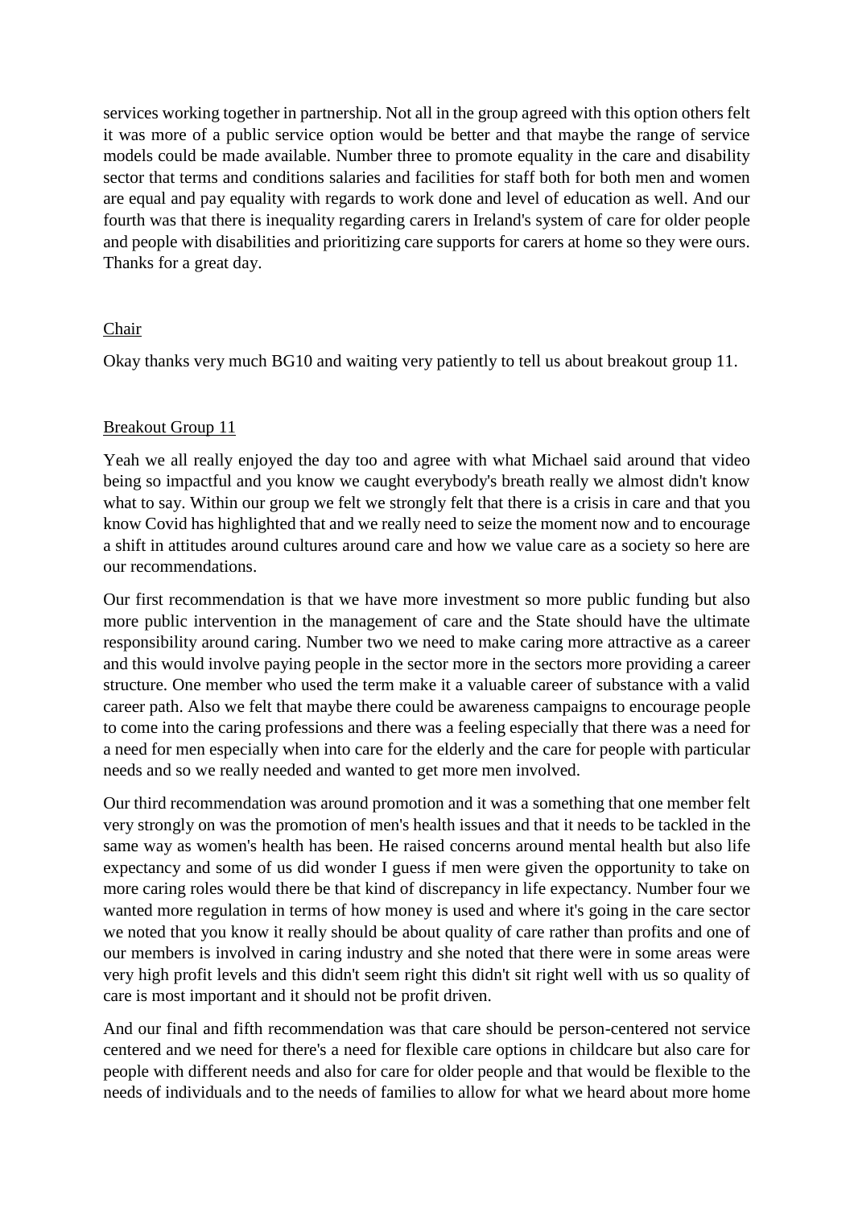services working together in partnership. Not all in the group agreed with this option others felt it was more of a public service option would be better and that maybe the range of service models could be made available. Number three to promote equality in the care and disability sector that terms and conditions salaries and facilities for staff both for both men and women are equal and pay equality with regards to work done and level of education as well. And our fourth was that there is inequality regarding carers in Ireland's system of care for older people and people with disabilities and prioritizing care supports for carers at home so they were ours. Thanks for a great day.

Chair

Okay thanks very much BG10 and waiting very patiently to tell us about breakout group 11.

Breakout Group 11

Yeah we all really enjoyed the day too and agree with what Michael said around that video being so impactful and you know we caught everybody's breath really we almost didn't know what to say. Within our group we felt we strongly felt that there is a crisis in care and that you know Covid has highlighted that and we really need to seize the moment now and to encourage a shift in attitudes around cultures around care and how we value care as a society so here are our recommendations.

Our first recommendation is that we have more investment so more public funding but also more public intervention in the management of care and the State should have the ultimate responsibility around caring. Number two we need to make caring more attractive as a career and this would involve paying people in the sector more in the sectors more providing a career structure. One member who used the term make it a valuable career of substance with a valid career path. Also we felt that maybe there could be awareness campaigns to encourage people to come into the caring professions and there was a feeling especially that there was a need for a need for men especially when into care for the elderly and the care for people with particular needs and so we really needed and wanted to get more men involved.

Our third recommendation was around promotion and it was a something that one member felt very strongly on was the promotion of men's health issues and that it needs to be tackled in the same way as women's health has been. He raised concerns around mental health but also life expectancy and some of us did wonder I guess if men were given the opportunity to take on more caring roles would there be that kind of discrepancy in life expectancy. Number four we wanted more regulation in terms of how money is used and where it's going in the care sector we noted that you know it really should be about quality of care rather than profits and one of our members is involved in caring industry and she noted that there were in some areas were very high profit levels and this didn't seem right this didn't sit right well with us so quality of care is most important and it should not be profit driven.

And our final and fifth recommendation was that care should be person-centered not service centered and we need for there's a need for flexible care options in childcare but also care for people with different needs and also for care for older people and that would be flexible to the needs of individuals and to the needs of families to allow for what we heard about more home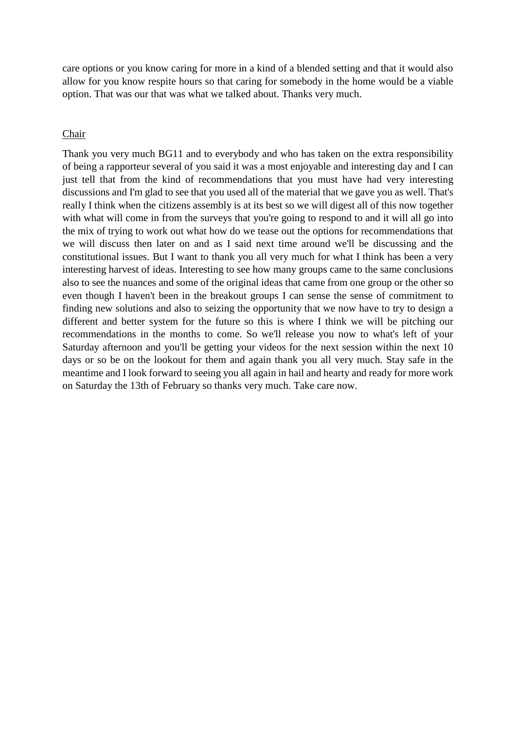care options or you know caring for more in a kind of a blended setting and that it would also allow for you know respite hours so that caring for somebody in the home would be a viable option. That was our that was what we talked about. Thanks very much.

<u>Chair</u>

Thank you very much BG11 and to everybody and who has taken on the extra responsibility of being a rapporteur several of you said it was a most enjoyable and interesting day and I can just tell that from the kind of recommendations that you must have had very interesting discussions and I'm glad to see that you used all of the material that we gave you as well. That's really I think when the citizens assembly is at its best so we will digest all of this now together with what will come in from the surveys that you're going to respond to and it will all go into the mix of trying to work out what how do we tease out the options for recommendations that we will discuss then later on and as I said next time around we'll be discussing and the constitutional issues. But I want to thank you all very much for what I think has been a very interesting harvest of ideas. Interesting to see how many groups came to the same conclusions also to see the nuances and some of the original ideas that came from one group or the other so even though I haven't been in the breakout groups I can sense the sense of commitment to finding new solutions and also to seizing the opportunity that we now have to try to design a different and better system for the future so this is where I think we will be pitching our recommendations in the months to come. So we'll release you now to what's left of your Saturday afternoon and you'll be getting your videos for the next session within the next 10 days or so be on the lookout for them and again thank you all very much. Stay safe in the meantime and I look forward to seeing you all again in hail and hearty and ready for more work on Saturday the 13th of February so thanks very much. Take care now.